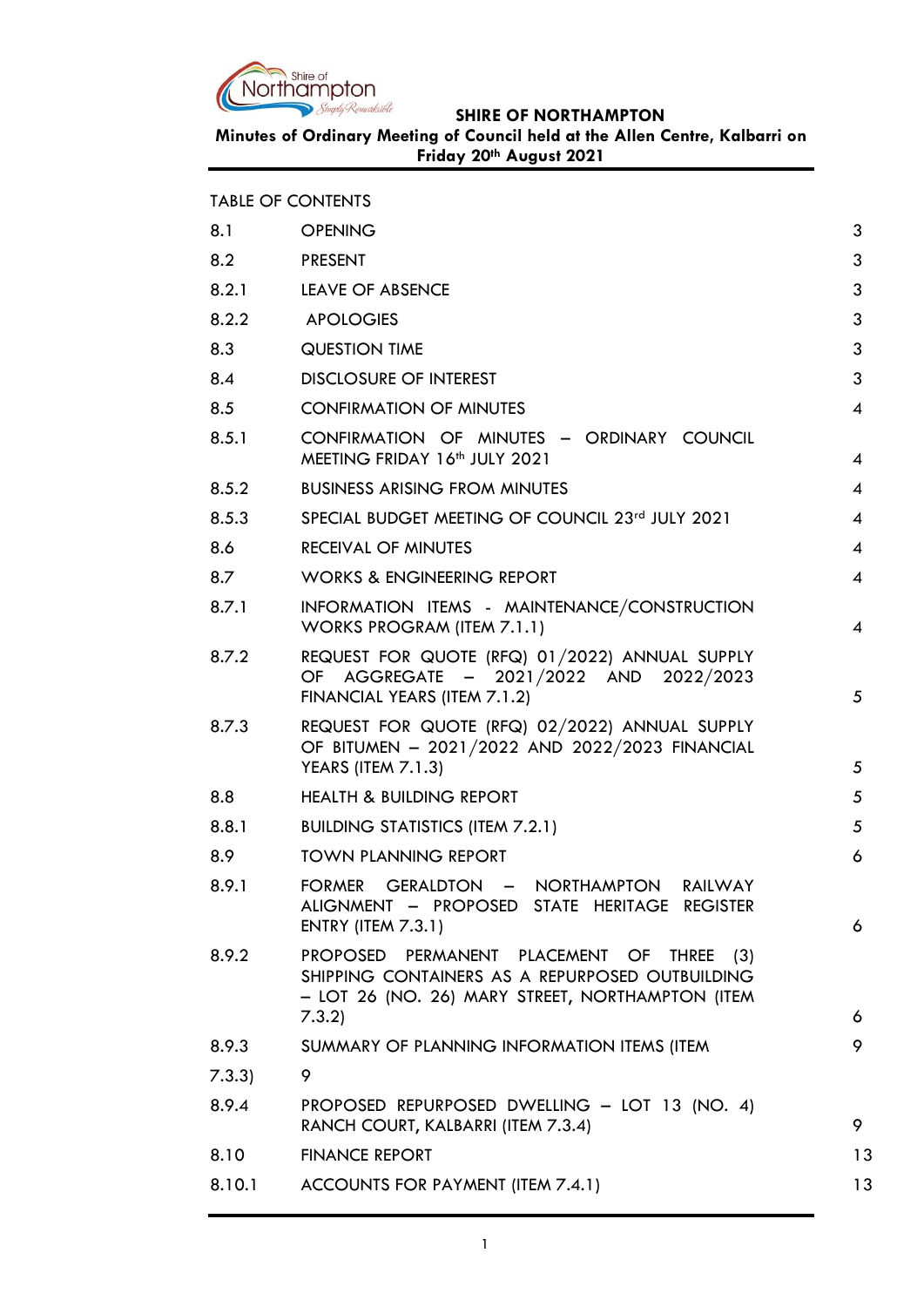**SHIRE OF NORTHAMPTON**

**Minutes of Ordinary Meeting of Council held at the Allen Centre, Kalbarri on Friday 20th August 2021**

TABLE OF CONTENTS

| | | |
|---|---|---|
| 8.1 | OPENING | 3 |
| 8.2 | PRESENT | 3 |
| 8.2.1 | LEAVE OF ABSENCE | 3 |
| 8.2.2 | APOLOGIES | 3 |
| 8.3 | QUESTION TIME | 3 |
| 8.4 | DISCLOSURE OF INTEREST | 3 |
| 8.5 | CONFIRMATION OF MINUTES | 4 |
| 8.5.1 | CONFIRMATION OF MINUTES – ORDINARY COUNCIL MEETING FRIDAY 16th JULY 2021 | 4 |
| 8.5.2 | BUSINESS ARISING FROM MINUTES | 4 |
| 8.5.3 | SPECIAL BUDGET MEETING OF COUNCIL 23rd JULY 2021 | 4 |
| 8.6 | RECEIVAL OF MINUTES | 4 |
| 8.7 | WORKS & ENGINEERING REPORT | 4 |
| 8.7.1 | INFORMATION ITEMS - MAINTENANCE/CONSTRUCTION WORKS PROGRAM (ITEM 7.1.1) | 4 |
| 8.7.2 | REQUEST FOR QUOTE (RFQ) 01/2022) ANNUAL SUPPLY OF AGGREGATE – 2021/2022 AND 2022/2023 FINANCIAL YEARS (ITEM 7.1.2) | 5 |
| 8.7.3 | REQUEST FOR QUOTE (RFQ) 02/2022) ANNUAL SUPPLY OF BITUMEN – 2021/2022 AND 2022/2023 FINANCIAL YEARS (ITEM 7.1.3) | 5 |
| 8.8 | HEALTH & BUILDING REPORT | 5 |
| 8.8.1 | BUILDING STATISTICS (ITEM 7.2.1) | 5 |
| 8.9 | TOWN PLANNING REPORT | 6 |
| 8.9.1 | FORMER GERALDTON – NORTHAMPTON RAILWAY ALIGNMENT – PROPOSED STATE HERITAGE REGISTER ENTRY (ITEM 7.3.1) | 6 |
| 8.9.2 | PROPOSED PERMANENT PLACEMENT OF THREE (3) SHIPPING CONTAINERS AS A REPURPOSED OUTBUILDING – LOT 26 (NO. 26) MARY STREET, NORTHAMPTON (ITEM 7.3.2) | 6 |
| 8.9.3 | SUMMARY OF PLANNING INFORMATION ITEMS (ITEM | 9 |
| 7.3.3) | 9 | |
| 8.9.4 | PROPOSED REPURPOSED DWELLING – LOT 13 (NO. 4) RANCH COURT, KALBARRI (ITEM 7.3.4) | 9 |
| 8.10 | FINANCE REPORT | 13 |
| 8.10.1 | ACCOUNTS FOR PAYMENT (ITEM 7.4.1) | 13 |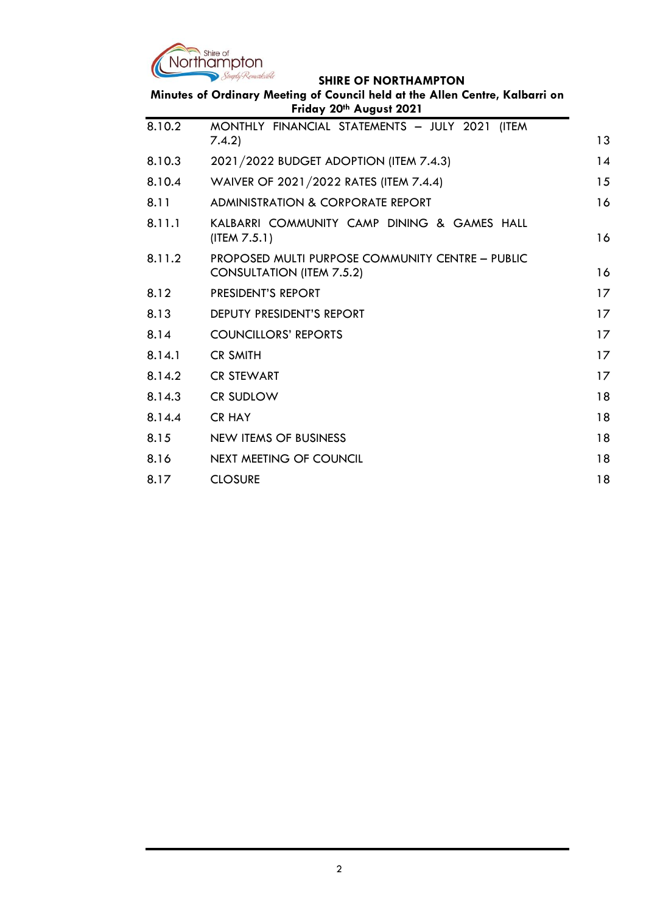| | | |
|---|---|---|
| 8.10.2 | MONTHLY FINANCIAL STATEMENTS – JULY 2021 (ITEM 7.4.2) | 13 |
| 8.10.3 | 2021/2022 BUDGET ADOPTION (ITEM 7.4.3) | 14 |
| 8.10.4 | WAIVER OF 2021/2022 RATES (ITEM 7.4.4) | 15 |
| 8.11 | ADMINISTRATION & CORPORATE REPORT | 16 |
| 8.11.1 | KALBARRI COMMUNITY CAMP DINING & GAMES HALL (ITEM 7.5.1) | 16 |
| 8.11.2 | PROPOSED MULTI PURPOSE COMMUNITY CENTRE – PUBLIC CONSULTATION (ITEM 7.5.2) | 16 |
| 8.12 | PRESIDENT'S REPORT | 17 |
| 8.13 | DEPUTY PRESIDENT'S REPORT | 17 |
| 8.14 | COUNCILLORS' REPORTS | 17 |
| 8.14.1 | CR SMITH | 17 |
| 8.14.2 | CR STEWART | 17 |
| 8.14.3 | CR SUDLOW | 18 |
| 8.14.4 | CR HAY | 18 |
| 8.15 | NEW ITEMS OF BUSINESS | 18 |
| 8.16 | NEXT MEETING OF COUNCIL | 18 |
| 8.17 | CLOSURE | 18 |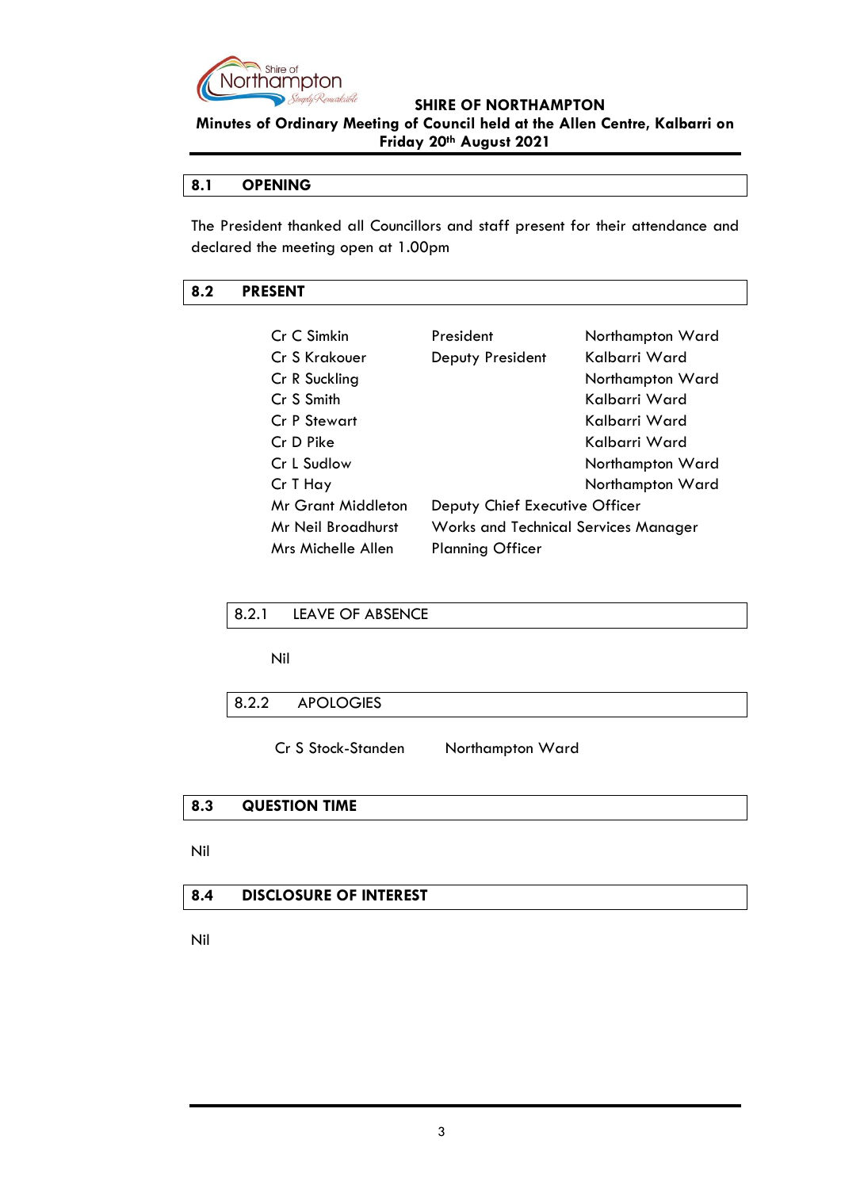## 8.1 OPENING

The President thanked all Councillors and staff present for their attendance and declared the meeting open at 1.00pm

## 8.2 PRESENT

| | | |
|---|---|---|
| Cr C Simkin | President | Northampton Ward |
| Cr S Krakouer | Deputy President | Kalbarri Ward |
| Cr R Suckling | | Northampton Ward |
| Cr S Smith | | Kalbarri Ward |
| Cr P Stewart | | Kalbarri Ward |
| Cr D Pike | | Kalbarri Ward |
| Cr L Sudlow | | Northampton Ward |
| Cr T Hay | | Northampton Ward |
| Mr Grant Middleton | Deputy Chief Executive Officer | |
| Mr Neil Broadhurst | Works and Technical Services Manager | |
| Mrs Michelle Allen | Planning Officer | |

### 8.2.1 LEAVE OF ABSENCE

Nil

### 8.2.2 APOLOGIES

Cr S Stock-Standen Northampton Ward

## 8.3 QUESTION TIME

Nil

## 8.4 DISCLOSURE OF INTEREST

Nil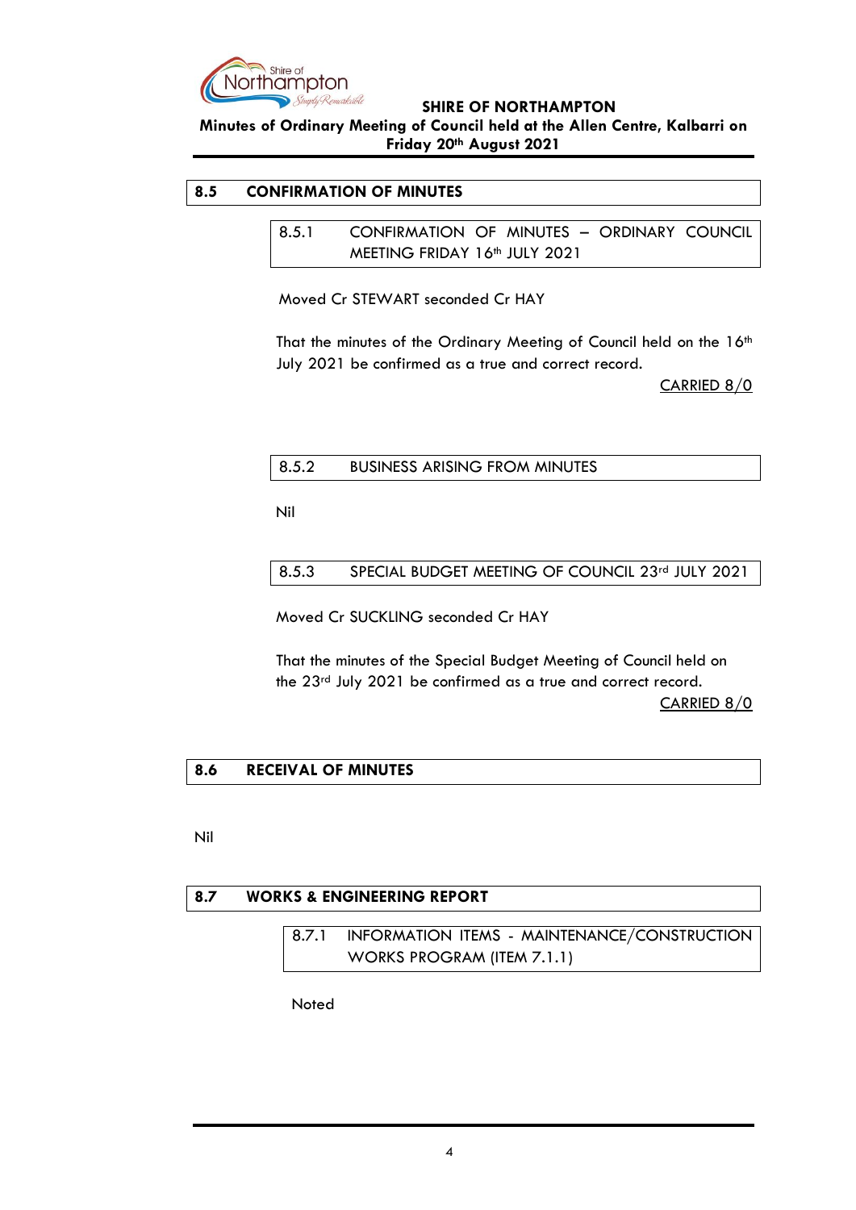## 8.5 CONFIRMATION OF MINUTES

### 8.5.1 CONFIRMATION OF MINUTES – ORDINARY COUNCIL MEETING FRIDAY 16th JULY 2021

Moved Cr STEWART seconded Cr HAY

That the minutes of the Ordinary Meeting of Council held on the 16th July 2021 be confirmed as a true and correct record.

CARRIED 8/0

### 8.5.2 BUSINESS ARISING FROM MINUTES

Nil

### 8.5.3 SPECIAL BUDGET MEETING OF COUNCIL 23rd JULY 2021

Moved Cr SUCKLING seconded Cr HAY

That the minutes of the Special Budget Meeting of Council held on the 23rd July 2021 be confirmed as a true and correct record.

CARRIED 8/0

## 8.6 RECEIVAL OF MINUTES

Nil

## 8.7 WORKS & ENGINEERING REPORT

### 8.7.1 INFORMATION ITEMS - MAINTENANCE/CONSTRUCTION WORKS PROGRAM (ITEM 7.1.1)

Noted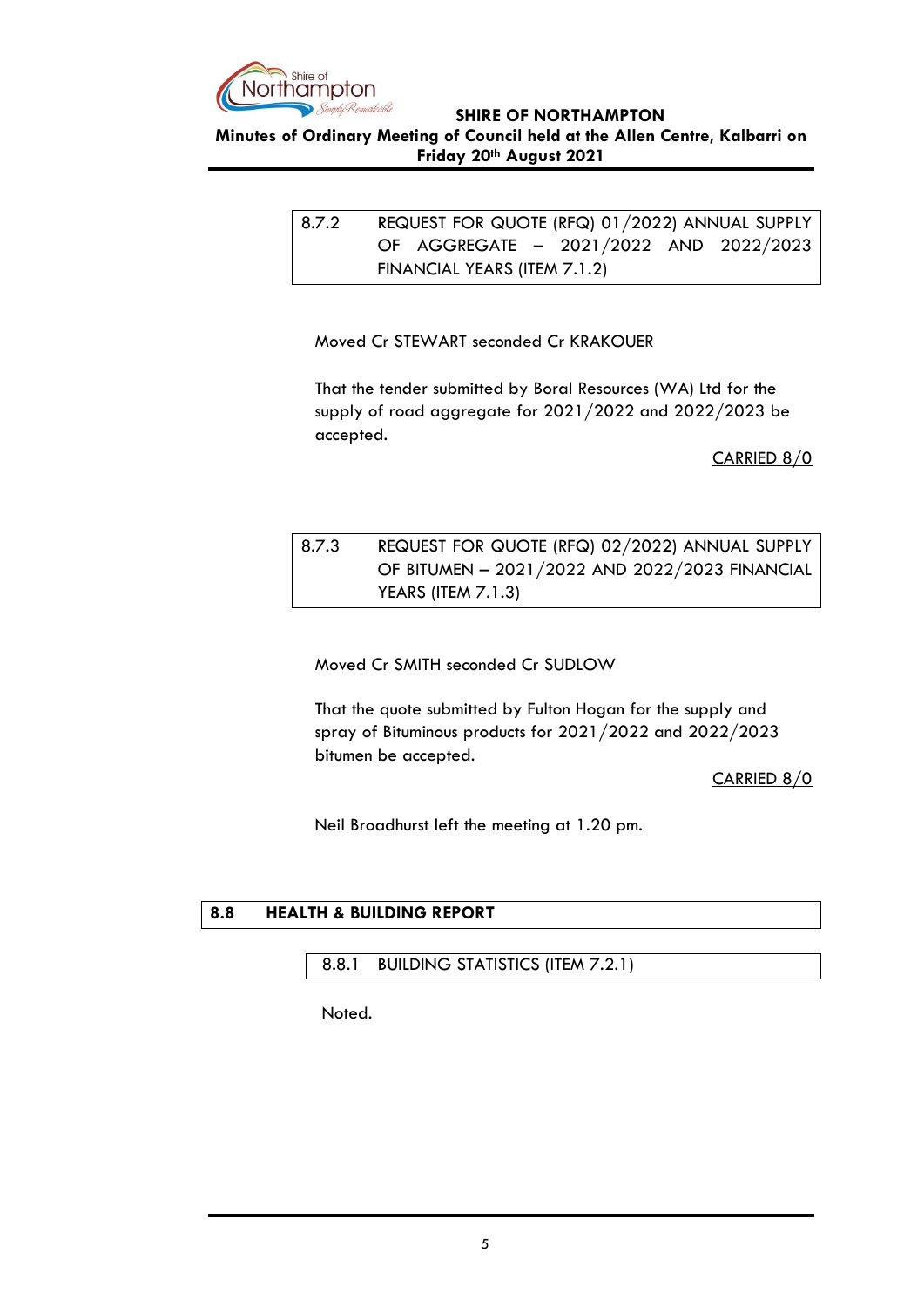### 8.7.2 REQUEST FOR QUOTE (RFQ) 01/2022) ANNUAL SUPPLY OF AGGREGATE – 2021/2022 AND 2022/2023 FINANCIAL YEARS (ITEM 7.1.2)

Moved Cr STEWART seconded Cr KRAKOUER

That the tender submitted by Boral Resources (WA) Ltd for the supply of road aggregate for 2021/2022 and 2022/2023 be accepted.

CARRIED 8/0

### 8.7.3 REQUEST FOR QUOTE (RFQ) 02/2022) ANNUAL SUPPLY OF BITUMEN – 2021/2022 AND 2022/2023 FINANCIAL YEARS (ITEM 7.1.3)

Moved Cr SMITH seconded Cr SUDLOW

That the quote submitted by Fulton Hogan for the supply and spray of Bituminous products for 2021/2022 and 2022/2023 bitumen be accepted.

CARRIED 8/0

Neil Broadhurst left the meeting at 1.20 pm.

## 8.8 HEALTH & BUILDING REPORT

### 8.8.1 BUILDING STATISTICS (ITEM 7.2.1)

Noted.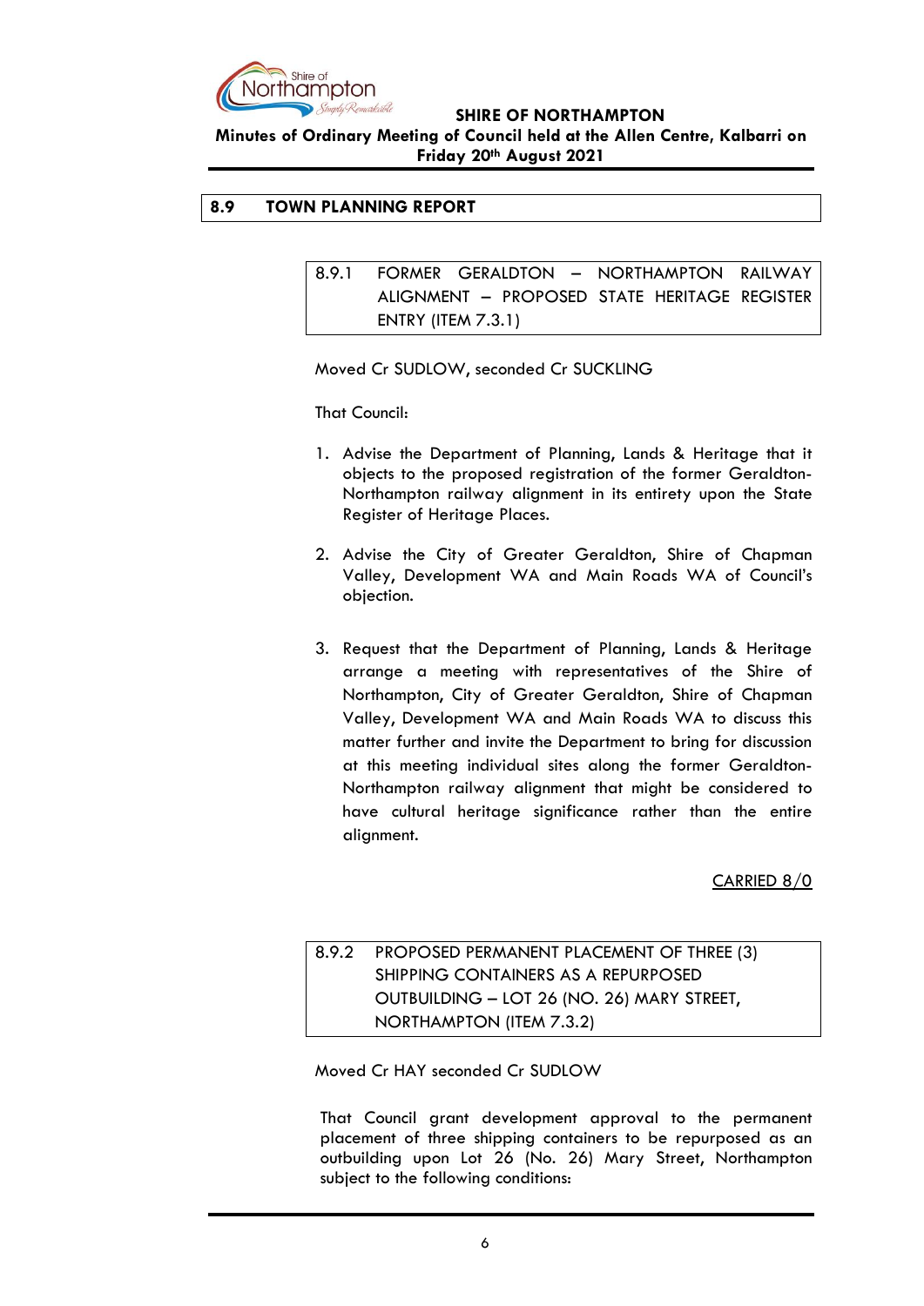## 8.9 TOWN PLANNING REPORT

### 8.9.1 FORMER GERALDTON – NORTHAMPTON RAILWAY ALIGNMENT – PROPOSED STATE HERITAGE REGISTER ENTRY (ITEM 7.3.1)

Moved Cr SUDLOW, seconded Cr SUCKLING

That Council:

1. Advise the Department of Planning, Lands & Heritage that it objects to the proposed registration of the former Geraldton-Northampton railway alignment in its entirety upon the State Register of Heritage Places.

2. Advise the City of Greater Geraldton, Shire of Chapman Valley, Development WA and Main Roads WA of Council's objection.

3. Request that the Department of Planning, Lands & Heritage arrange a meeting with representatives of the Shire of Northampton, City of Greater Geraldton, Shire of Chapman Valley, Development WA and Main Roads WA to discuss this matter further and invite the Department to bring for discussion at this meeting individual sites along the former Geraldton-Northampton railway alignment that might be considered to have cultural heritage significance rather than the entire alignment.

CARRIED 8/0

### 8.9.2 PROPOSED PERMANENT PLACEMENT OF THREE (3) SHIPPING CONTAINERS AS A REPURPOSED OUTBUILDING – LOT 26 (NO. 26) MARY STREET, NORTHAMPTON (ITEM 7.3.2)

Moved Cr HAY seconded Cr SUDLOW

That Council grant development approval to the permanent placement of three shipping containers to be repurposed as an outbuilding upon Lot 26 (No. 26) Mary Street, Northampton subject to the following conditions: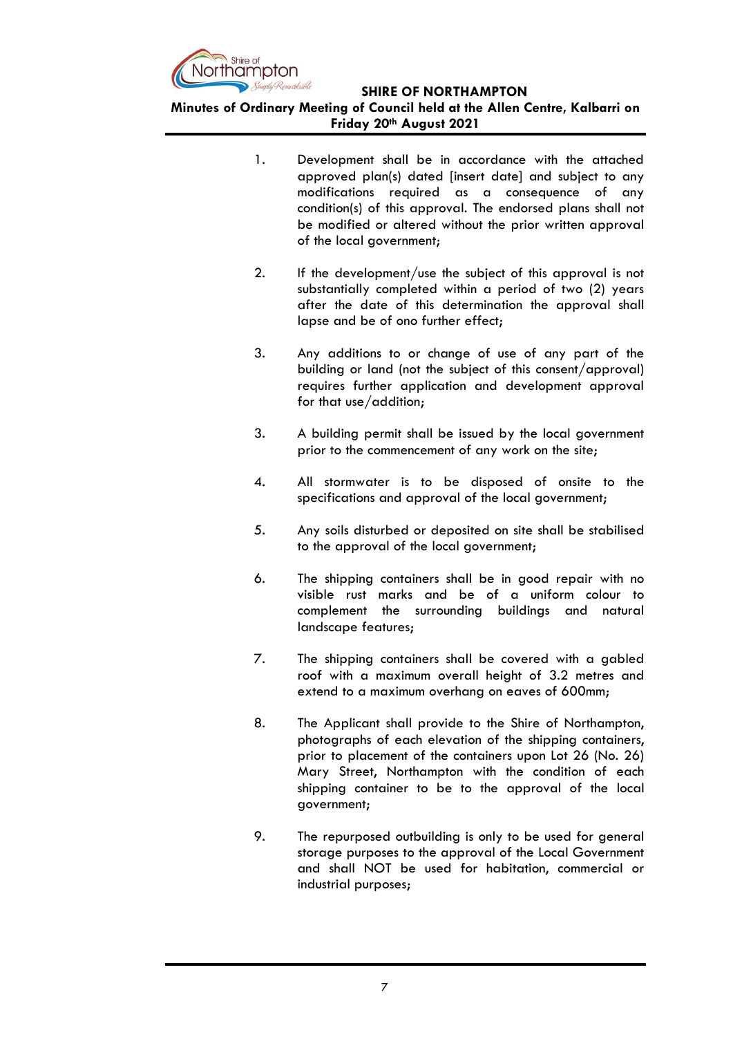1. Development shall be in accordance with the attached approved plan(s) dated [insert date] and subject to any modifications required as a consequence of any condition(s) of this approval. The endorsed plans shall not be modified or altered without the prior written approval of the local government;

2. If the development/use the subject of this approval is not substantially completed within a period of two (2) years after the date of this determination the approval shall lapse and be of ono further effect;

3. Any additions to or change of use of any part of the building or land (not the subject of this consent/approval) requires further application and development approval for that use/addition;

3. A building permit shall be issued by the local government prior to the commencement of any work on the site;

4. All stormwater is to be disposed of onsite to the specifications and approval of the local government;

5. Any soils disturbed or deposited on site shall be stabilised to the approval of the local government;

6. The shipping containers shall be in good repair with no visible rust marks and be of a uniform colour to complement the surrounding buildings and natural landscape features;

7. The shipping containers shall be covered with a gabled roof with a maximum overall height of 3.2 metres and extend to a maximum overhang on eaves of 600mm;

8. The Applicant shall provide to the Shire of Northampton, photographs of each elevation of the shipping containers, prior to placement of the containers upon Lot 26 (No. 26) Mary Street, Northampton with the condition of each shipping container to be to the approval of the local government;

9. The repurposed outbuilding is only to be used for general storage purposes to the approval of the Local Government and shall NOT be used for habitation, commercial or industrial purposes;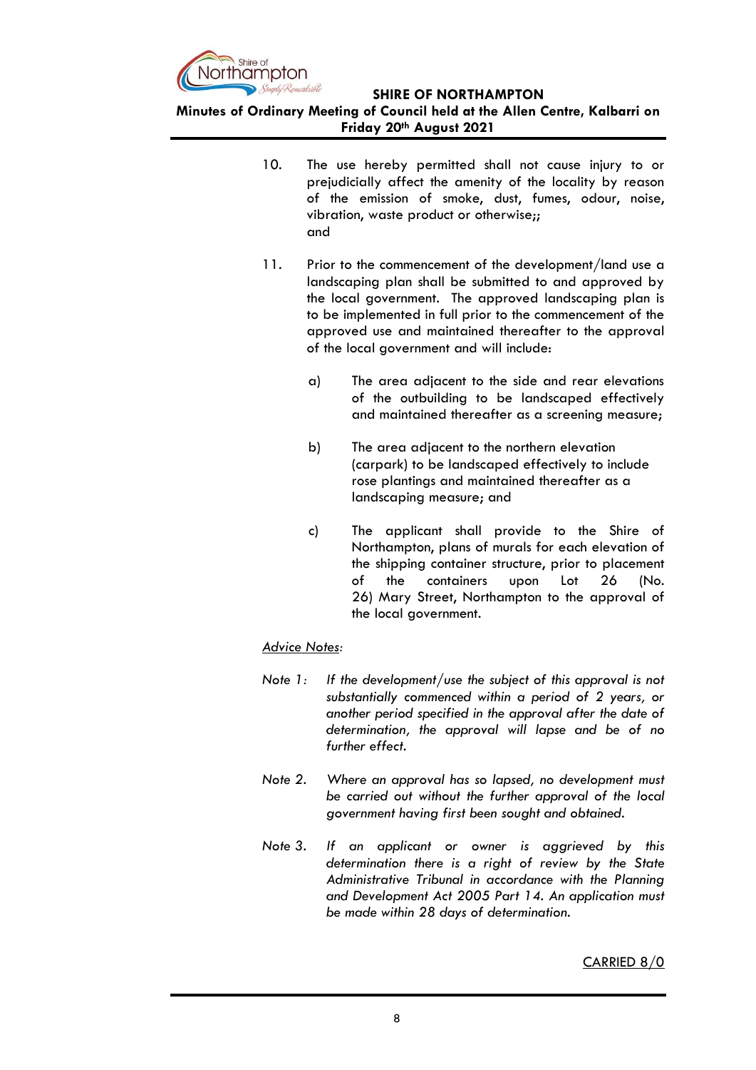10. The use hereby permitted shall not cause injury to or prejudicially affect the amenity of the locality by reason of the emission of smoke, dust, fumes, odour, noise, vibration, waste product or otherwise;; and

11. Prior to the commencement of the development/land use a landscaping plan shall be submitted to and approved by the local government. The approved landscaping plan is to be implemented in full prior to the commencement of the approved use and maintained thereafter to the approval of the local government and will include:

    a) The area adjacent to the side and rear elevations of the outbuilding to be landscaped effectively and maintained thereafter as a screening measure;

    b) The area adjacent to the northern elevation (carpark) to be landscaped effectively to include rose plantings and maintained thereafter as a landscaping measure; and

    c) The applicant shall provide to the Shire of Northampton, plans of murals for each elevation of the shipping container structure, prior to placement of the containers upon Lot 26 (No. 26) Mary Street, Northampton to the approval of the local government.

*Advice Notes:*

*Note 1: If the development/use the subject of this approval is not substantially commenced within a period of 2 years, or another period specified in the approval after the date of determination, the approval will lapse and be of no further effect.*

*Note 2. Where an approval has so lapsed, no development must be carried out without the further approval of the local government having first been sought and obtained.*

*Note 3. If an applicant or owner is aggrieved by this determination there is a right of review by the State Administrative Tribunal in accordance with the Planning and Development Act 2005 Part 14. An application must be made within 28 days of determination.*

CARRIED 8/0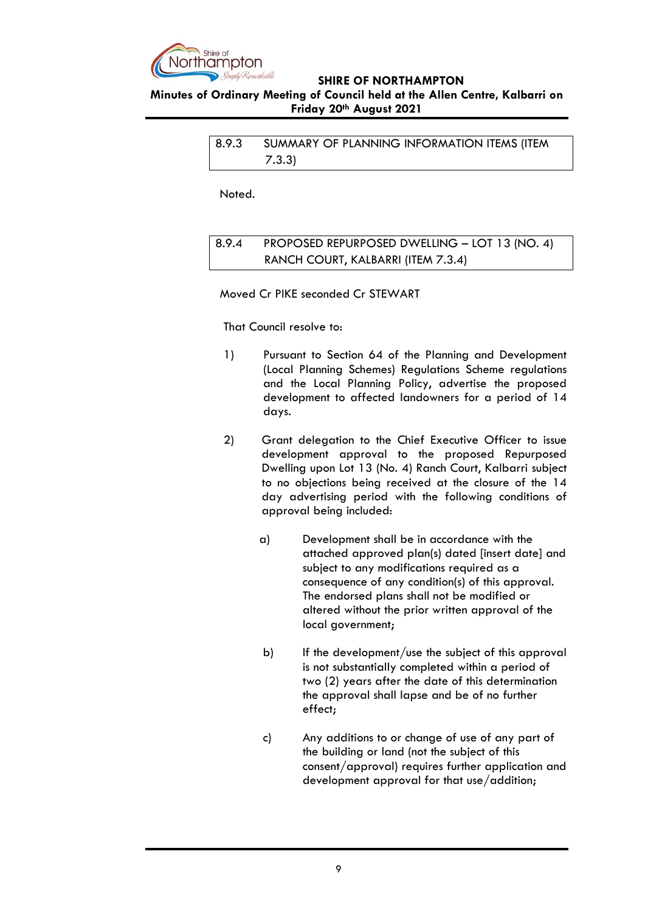## 8.9.3 SUMMARY OF PLANNING INFORMATION ITEMS (ITEM 7.3.3)

Noted.

## 8.9.4 PROPOSED REPURPOSED DWELLING – LOT 13 (NO. 4) RANCH COURT, KALBARRI (ITEM 7.3.4)

Moved Cr PIKE seconded Cr STEWART

That Council resolve to:

1) Pursuant to Section 64 of the Planning and Development (Local Planning Schemes) Regulations Scheme regulations and the Local Planning Policy, advertise the proposed development to affected landowners for a period of 14 days.

2) Grant delegation to the Chief Executive Officer to issue development approval to the proposed Repurposed Dwelling upon Lot 13 (No. 4) Ranch Court, Kalbarri subject to no objections being received at the closure of the 14 day advertising period with the following conditions of approval being included:

   a) Development shall be in accordance with the attached approved plan(s) dated [insert date] and subject to any modifications required as a consequence of any condition(s) of this approval. The endorsed plans shall not be modified or altered without the prior written approval of the local government;

   b) If the development/use the subject of this approval is not substantially completed within a period of two (2) years after the date of this determination the approval shall lapse and be of no further effect;

   c) Any additions to or change of use of any part of the building or land (not the subject of this consent/approval) requires further application and development approval for that use/addition;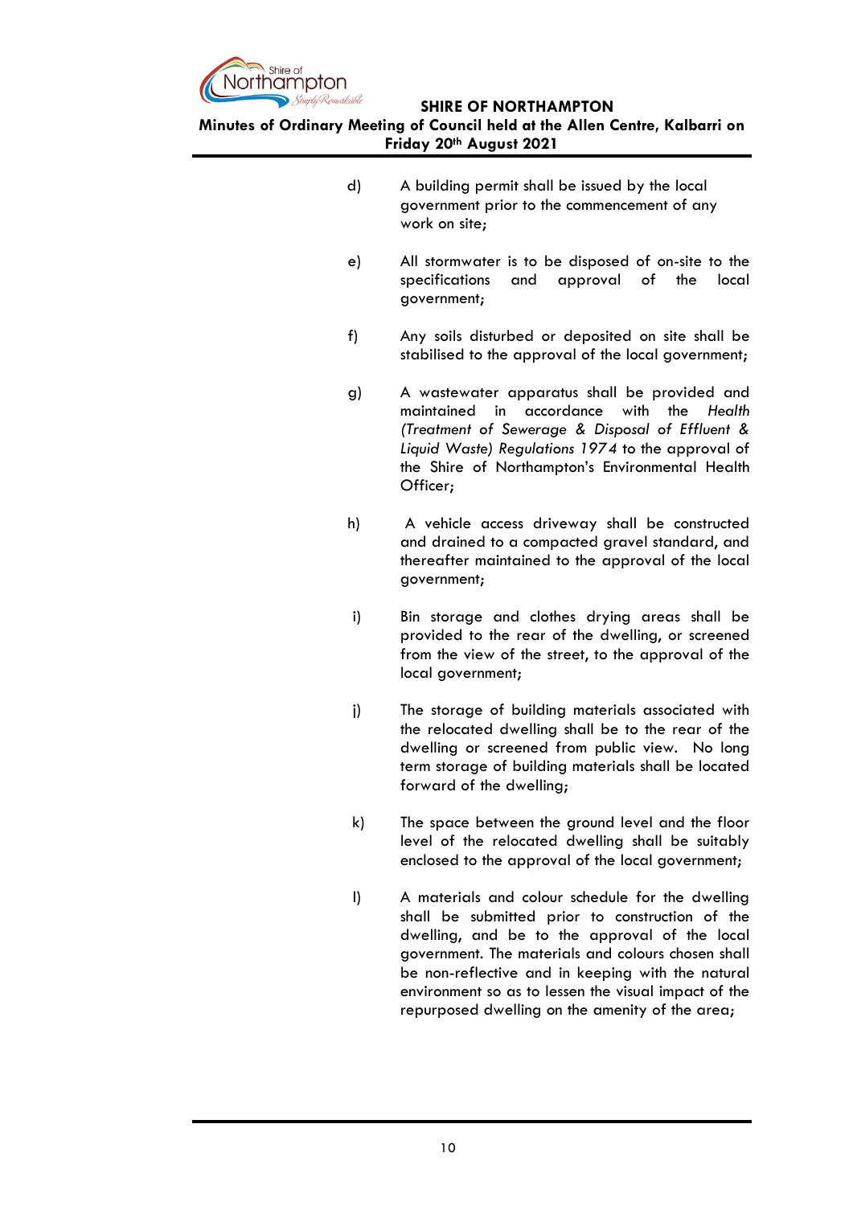d) A building permit shall be issued by the local government prior to the commencement of any work on site;

e) All stormwater is to be disposed of on-site to the specifications and approval of the local government;

f) Any soils disturbed or deposited on site shall be stabilised to the approval of the local government;

g) A wastewater apparatus shall be provided and maintained in accordance with the *Health (Treatment of Sewerage & Disposal of Effluent & Liquid Waste) Regulations 1974* to the approval of the Shire of Northampton's Environmental Health Officer;

h) A vehicle access driveway shall be constructed and drained to a compacted gravel standard, and thereafter maintained to the approval of the local government;

i) Bin storage and clothes drying areas shall be provided to the rear of the dwelling, or screened from the view of the street, to the approval of the local government;

j) The storage of building materials associated with the relocated dwelling shall be to the rear of the dwelling or screened from public view. No long term storage of building materials shall be located forward of the dwelling;

k) The space between the ground level and the floor level of the relocated dwelling shall be suitably enclosed to the approval of the local government;

l) A materials and colour schedule for the dwelling shall be submitted prior to construction of the dwelling, and be to the approval of the local government. The materials and colours chosen shall be non-reflective and in keeping with the natural environment so as to lessen the visual impact of the repurposed dwelling on the amenity of the area;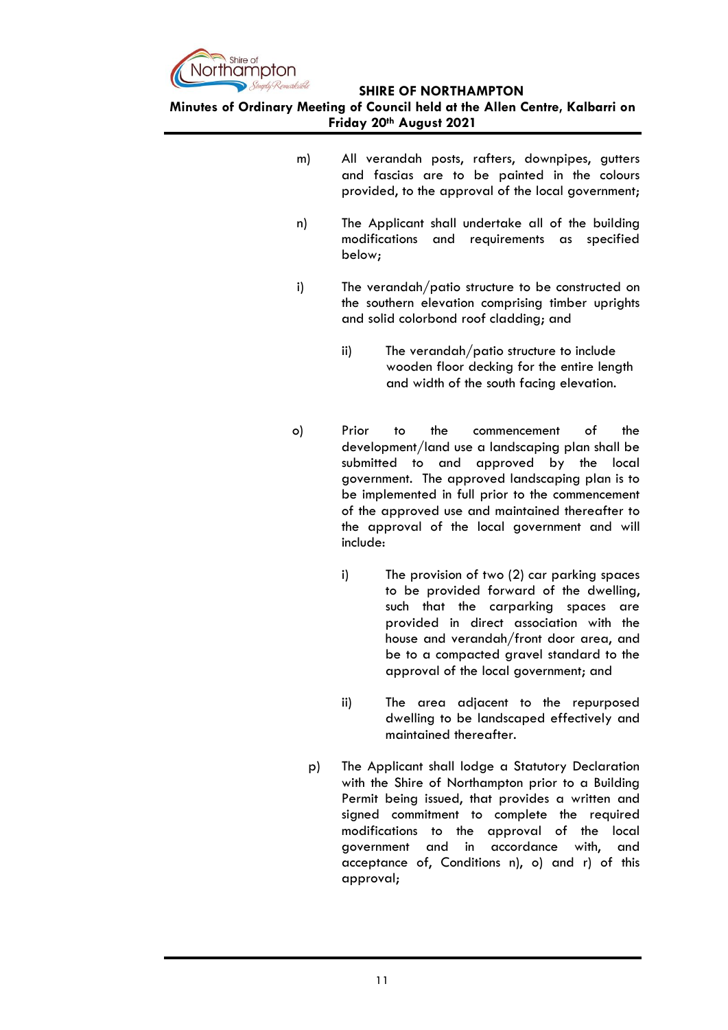m) All verandah posts, rafters, downpipes, gutters and fascias are to be painted in the colours provided, to the approval of the local government;

n) The Applicant shall undertake all of the building modifications and requirements as specified below;

i) The verandah/patio structure to be constructed on the southern elevation comprising timber uprights and solid colorbond roof cladding; and

   ii) The verandah/patio structure to include wooden floor decking for the entire length and width of the south facing elevation.

o) Prior to the commencement of the development/land use a landscaping plan shall be submitted to and approved by the local government. The approved landscaping plan is to be implemented in full prior to the commencement of the approved use and maintained thereafter to the approval of the local government and will include:

   i) The provision of two (2) car parking spaces to be provided forward of the dwelling, such that the carparking spaces are provided in direct association with the house and verandah/front door area, and be to a compacted gravel standard to the approval of the local government; and

   ii) The area adjacent to the repurposed dwelling to be landscaped effectively and maintained thereafter.

p) The Applicant shall lodge a Statutory Declaration with the Shire of Northampton prior to a Building Permit being issued, that provides a written and signed commitment to complete the required modifications to the approval of the local government and in accordance with, and acceptance of, Conditions n), o) and r) of this approval;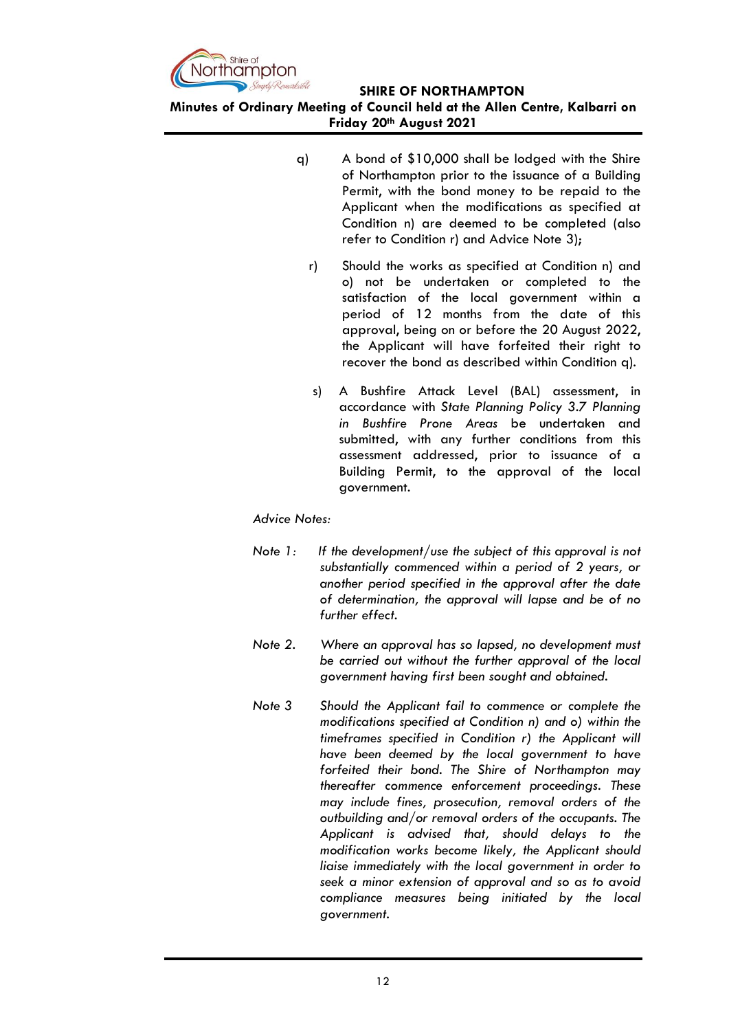q) A bond of $10,000 shall be lodged with the Shire of Northampton prior to the issuance of a Building Permit, with the bond money to be repaid to the Applicant when the modifications as specified at Condition n) are deemed to be completed (also refer to Condition r) and Advice Note 3);

r) Should the works as specified at Condition n) and o) not be undertaken or completed to the satisfaction of the local government within a period of 12 months from the date of this approval, being on or before the 20 August 2022, the Applicant will have forfeited their right to recover the bond as described within Condition q).

s) A Bushfire Attack Level (BAL) assessment, in accordance with *State Planning Policy 3.7 Planning in Bushfire Prone Areas* be undertaken and submitted, with any further conditions from this assessment addressed, prior to issuance of a Building Permit, to the approval of the local government.

*Advice Notes:*

*Note 1: If the development/use the subject of this approval is not substantially commenced within a period of 2 years, or another period specified in the approval after the date of determination, the approval will lapse and be of no further effect.*

*Note 2. Where an approval has so lapsed, no development must be carried out without the further approval of the local government having first been sought and obtained.*

*Note 3 Should the Applicant fail to commence or complete the modifications specified at Condition n) and o) within the timeframes specified in Condition r) the Applicant will have been deemed by the local government to have forfeited their bond. The Shire of Northampton may thereafter commence enforcement proceedings. These may include fines, prosecution, removal orders of the outbuilding and/or removal orders of the occupants. The Applicant is advised that, should delays to the modification works become likely, the Applicant should liaise immediately with the local government in order to seek a minor extension of approval and so as to avoid compliance measures being initiated by the local government.*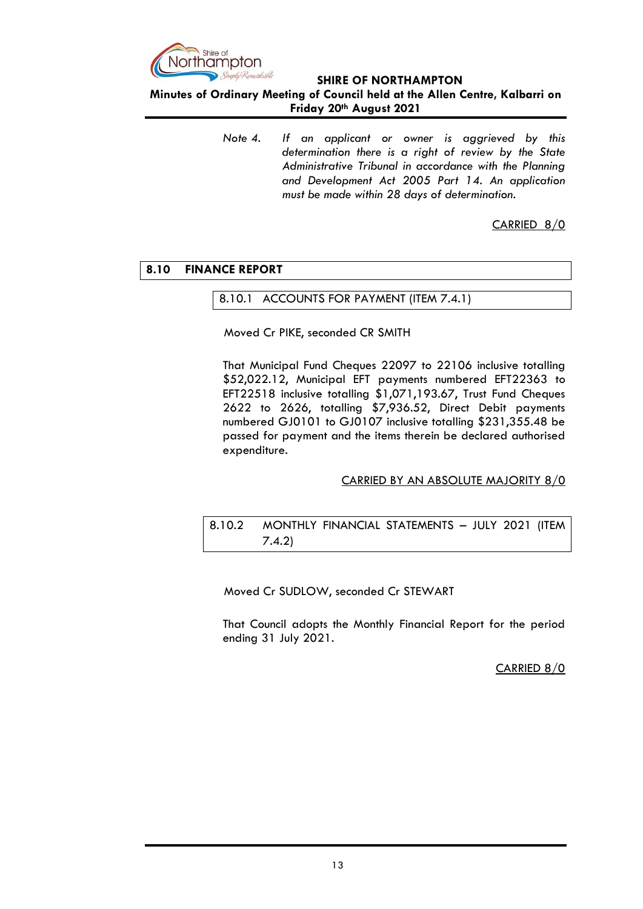*Note 4. If an applicant or owner is aggrieved by this determination there is a right of review by the State Administrative Tribunal in accordance with the Planning and Development Act 2005 Part 14. An application must be made within 28 days of determination.*

CARRIED 8/0

## 8.10 FINANCE REPORT

### 8.10.1 ACCOUNTS FOR PAYMENT (ITEM 7.4.1)

Moved Cr PIKE, seconded CR SMITH

That Municipal Fund Cheques 22097 to 22106 inclusive totalling $52,022.12, Municipal EFT payments numbered EFT22363 to EFT22518 inclusive totalling $1,071,193.67, Trust Fund Cheques 2622 to 2626, totalling $7,936.52, Direct Debit payments numbered GJ0101 to GJ0107 inclusive totalling $231,355.48 be passed for payment and the items therein be declared authorised expenditure.

CARRIED BY AN ABSOLUTE MAJORITY 8/0

### 8.10.2 MONTHLY FINANCIAL STATEMENTS – JULY 2021 (ITEM 7.4.2)

Moved Cr SUDLOW, seconded Cr STEWART

That Council adopts the Monthly Financial Report for the period ending 31 July 2021.

CARRIED 8/0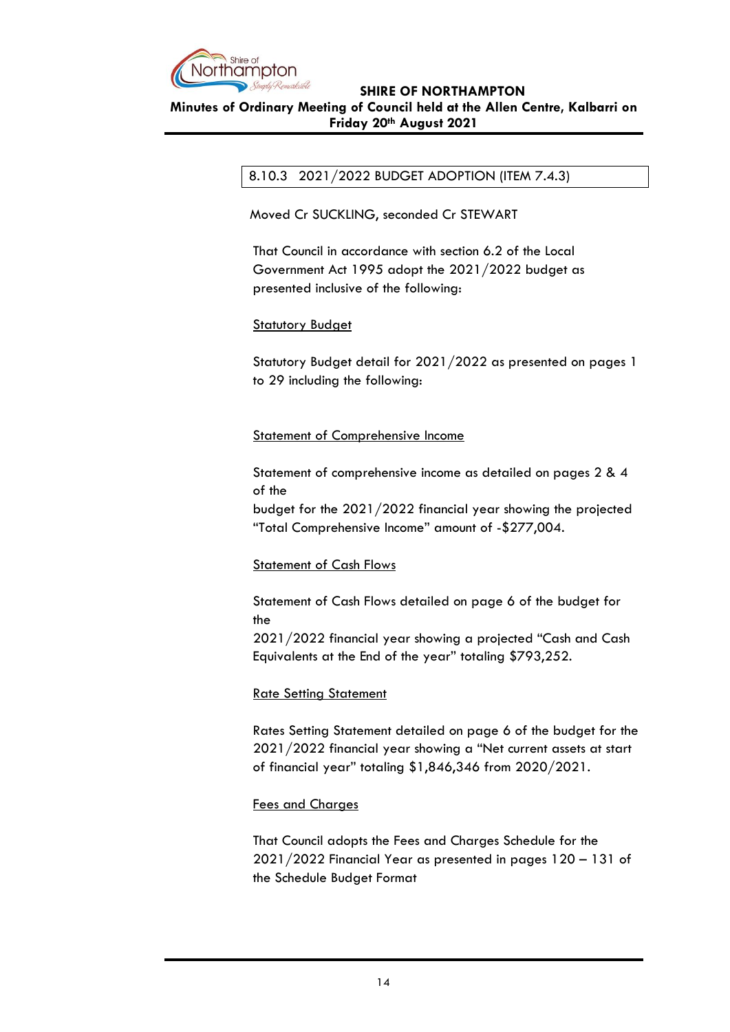### 8.10.3 2021/2022 BUDGET ADOPTION (ITEM 7.4.3)

Moved Cr SUCKLING, seconded Cr STEWART

That Council in accordance with section 6.2 of the Local Government Act 1995 adopt the 2021/2022 budget as presented inclusive of the following:

Statutory Budget

Statutory Budget detail for 2021/2022 as presented on pages 1 to 29 including the following:

Statement of Comprehensive Income

Statement of comprehensive income as detailed on pages 2 & 4 of the budget for the 2021/2022 financial year showing the projected "Total Comprehensive Income" amount of -$277,004.

Statement of Cash Flows

Statement of Cash Flows detailed on page 6 of the budget for the 2021/2022 financial year showing a projected "Cash and Cash Equivalents at the End of the year" totaling $793,252.

Rate Setting Statement

Rates Setting Statement detailed on page 6 of the budget for the 2021/2022 financial year showing a "Net current assets at start of financial year" totaling $1,846,346 from 2020/2021.

Fees and Charges

That Council adopts the Fees and Charges Schedule for the 2021/2022 Financial Year as presented in pages 120 – 131 of the Schedule Budget Format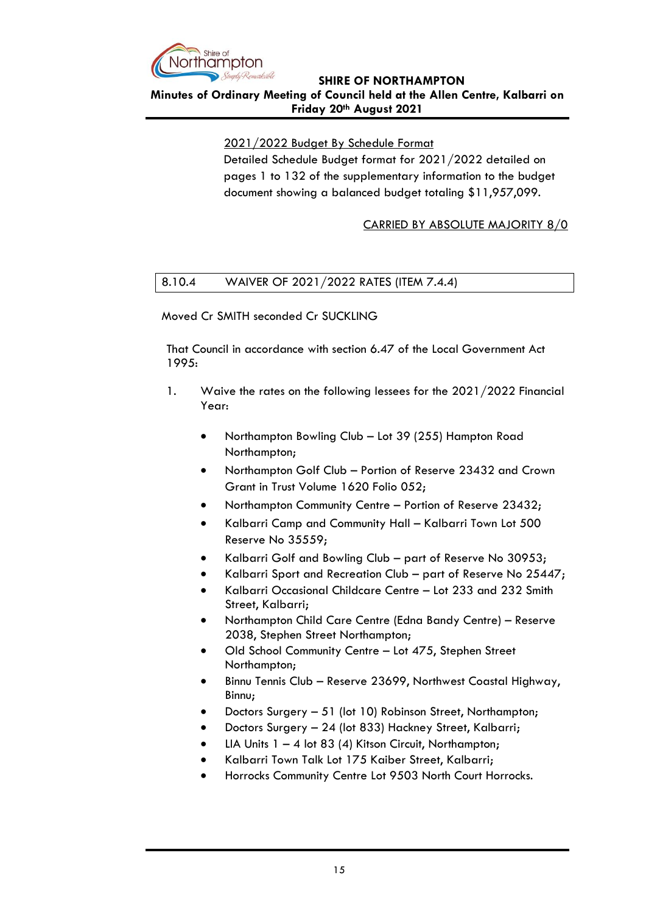2021/2022 Budget By Schedule Format

Detailed Schedule Budget format for 2021/2022 detailed on pages 1 to 132 of the supplementary information to the budget document showing a balanced budget totaling $11,957,099.

CARRIED BY ABSOLUTE MAJORITY 8/0

## 8.10.4 WAIVER OF 2021/2022 RATES (ITEM 7.4.4)

Moved Cr SMITH seconded Cr SUCKLING

That Council in accordance with section 6.47 of the Local Government Act 1995:

1. Waive the rates on the following lessees for the 2021/2022 Financial Year:

   - Northampton Bowling Club – Lot 39 (255) Hampton Road Northampton;
   - Northampton Golf Club – Portion of Reserve 23432 and Crown Grant in Trust Volume 1620 Folio 052;
   - Northampton Community Centre – Portion of Reserve 23432;
   - Kalbarri Camp and Community Hall – Kalbarri Town Lot 500 Reserve No 35559;
   - Kalbarri Golf and Bowling Club – part of Reserve No 30953;
   - Kalbarri Sport and Recreation Club – part of Reserve No 25447;
   - Kalbarri Occasional Childcare Centre – Lot 233 and 232 Smith Street, Kalbarri;
   - Northampton Child Care Centre (Edna Bandy Centre) – Reserve 2038, Stephen Street Northampton;
   - Old School Community Centre – Lot 475, Stephen Street Northampton;
   - Binnu Tennis Club – Reserve 23699, Northwest Coastal Highway, Binnu;
   - Doctors Surgery – 51 (lot 10) Robinson Street, Northampton;
   - Doctors Surgery – 24 (lot 833) Hackney Street, Kalbarri;
   - LIA Units 1 – 4 lot 83 (4) Kitson Circuit, Northampton;
   - Kalbarri Town Talk Lot 175 Kaiber Street, Kalbarri;
   - Horrocks Community Centre Lot 9503 North Court Horrocks.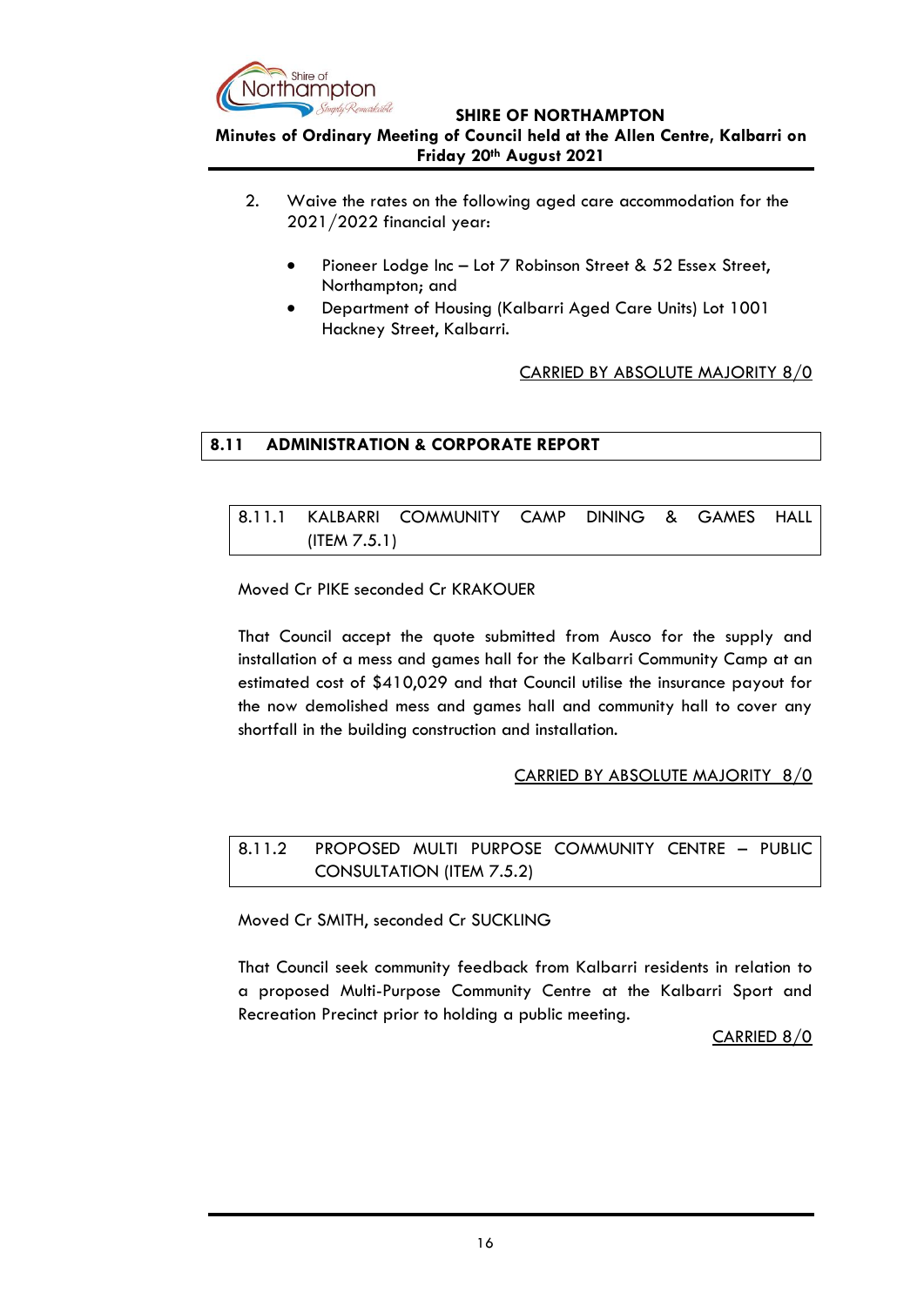2. Waive the rates on the following aged care accommodation for the 2021/2022 financial year:

   - Pioneer Lodge Inc – Lot 7 Robinson Street & 52 Essex Street, Northampton; and
   - Department of Housing (Kalbarri Aged Care Units) Lot 1001 Hackney Street, Kalbarri.

CARRIED BY ABSOLUTE MAJORITY 8/0

## 8.11 ADMINISTRATION & CORPORATE REPORT

### 8.11.1 KALBARRI COMMUNITY CAMP DINING & GAMES HALL (ITEM 7.5.1)

Moved Cr PIKE seconded Cr KRAKOUER

That Council accept the quote submitted from Ausco for the supply and installation of a mess and games hall for the Kalbarri Community Camp at an estimated cost of $410,029 and that Council utilise the insurance payout for the now demolished mess and games hall and community hall to cover any shortfall in the building construction and installation.

CARRIED BY ABSOLUTE MAJORITY 8/0

### 8.11.2 PROPOSED MULTI PURPOSE COMMUNITY CENTRE – PUBLIC CONSULTATION (ITEM 7.5.2)

Moved Cr SMITH, seconded Cr SUCKLING

That Council seek community feedback from Kalbarri residents in relation to a proposed Multi-Purpose Community Centre at the Kalbarri Sport and Recreation Precinct prior to holding a public meeting.

CARRIED 8/0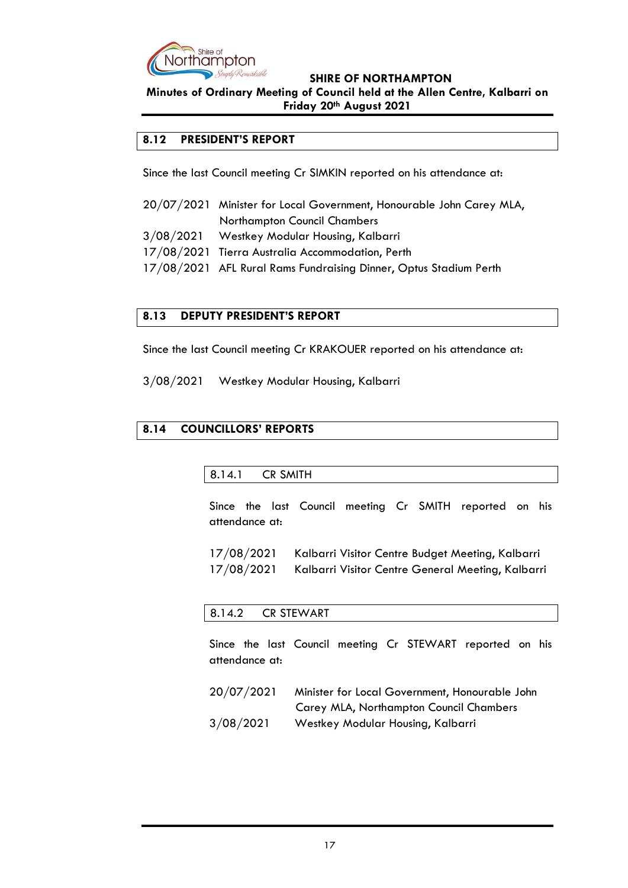## 8.12 PRESIDENT'S REPORT

Since the last Council meeting Cr SIMKIN reported on his attendance at:

20/07/2021 Minister for Local Government, Honourable John Carey MLA, Northampton Council Chambers
3/08/2021 Westkey Modular Housing, Kalbarri
17/08/2021 Tierra Australia Accommodation, Perth
17/08/2021 AFL Rural Rams Fundraising Dinner, Optus Stadium Perth

## 8.13 DEPUTY PRESIDENT'S REPORT

Since the last Council meeting Cr KRAKOUER reported on his attendance at:

3/08/2021 Westkey Modular Housing, Kalbarri

## 8.14 COUNCILLORS' REPORTS

### 8.14.1 CR SMITH

Since the last Council meeting Cr SMITH reported on his attendance at:

17/08/2021 Kalbarri Visitor Centre Budget Meeting, Kalbarri
17/08/2021 Kalbarri Visitor Centre General Meeting, Kalbarri

### 8.14.2 CR STEWART

Since the last Council meeting Cr STEWART reported on his attendance at:

20/07/2021 Minister for Local Government, Honourable John Carey MLA, Northampton Council Chambers
3/08/2021 Westkey Modular Housing, Kalbarri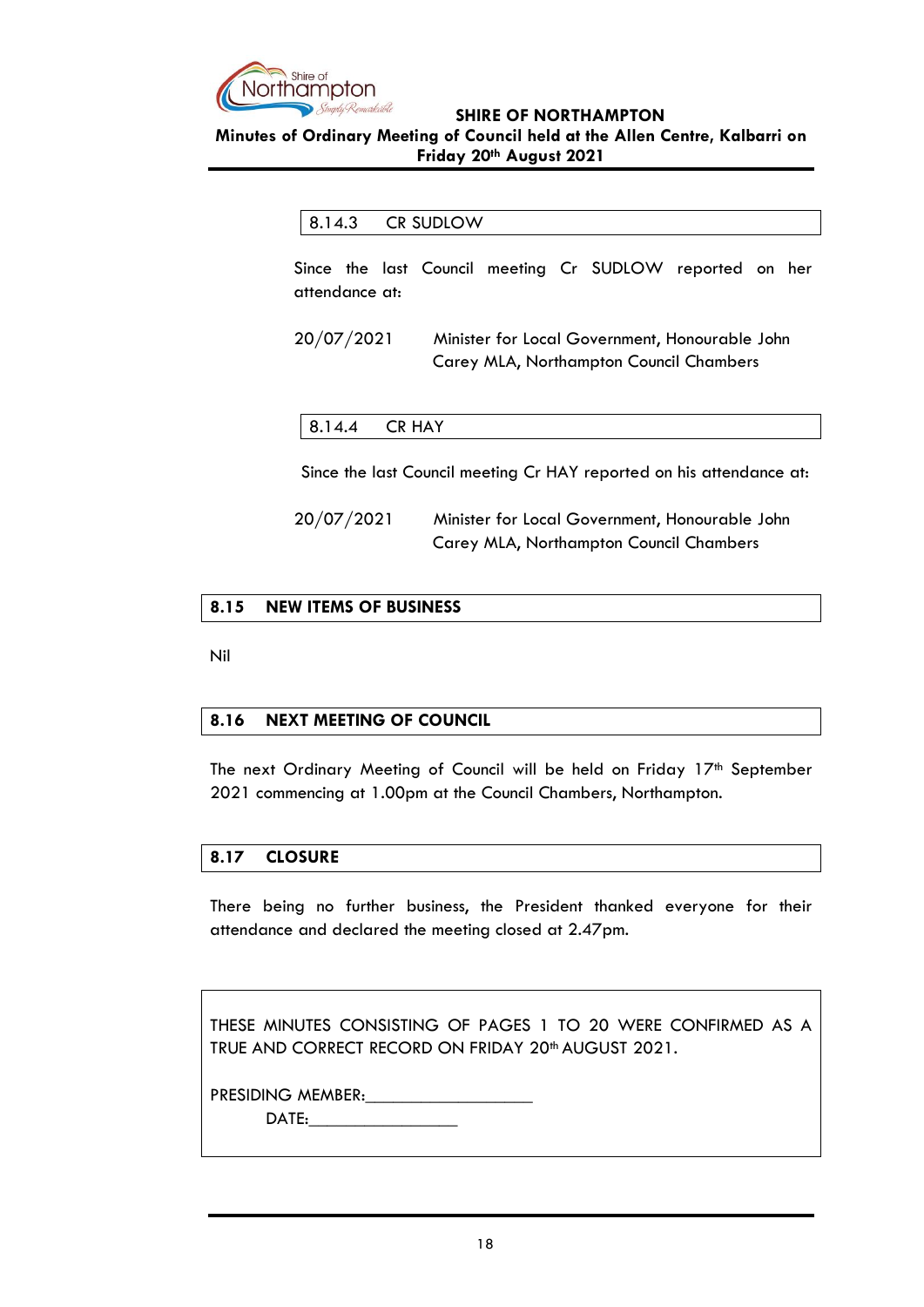#### 8.14.3 CR SUDLOW

Since the last Council meeting Cr SUDLOW reported on her attendance at:

20/07/2021 Minister for Local Government, Honourable John Carey MLA, Northampton Council Chambers

#### 8.14.4 CR HAY

Since the last Council meeting Cr HAY reported on his attendance at:

20/07/2021 Minister for Local Government, Honourable John Carey MLA, Northampton Council Chambers

### 8.15 NEW ITEMS OF BUSINESS

Nil

### 8.16 NEXT MEETING OF COUNCIL

The next Ordinary Meeting of Council will be held on Friday 17th September 2021 commencing at 1.00pm at the Council Chambers, Northampton.

### 8.17 CLOSURE

There being no further business, the President thanked everyone for their attendance and declared the meeting closed at 2.47pm.

THESE MINUTES CONSISTING OF PAGES 1 TO 20 WERE CONFIRMED AS A TRUE AND CORRECT RECORD ON FRIDAY 20th AUGUST 2021.

PRESIDING MEMBER:___________________

DATE:_________________